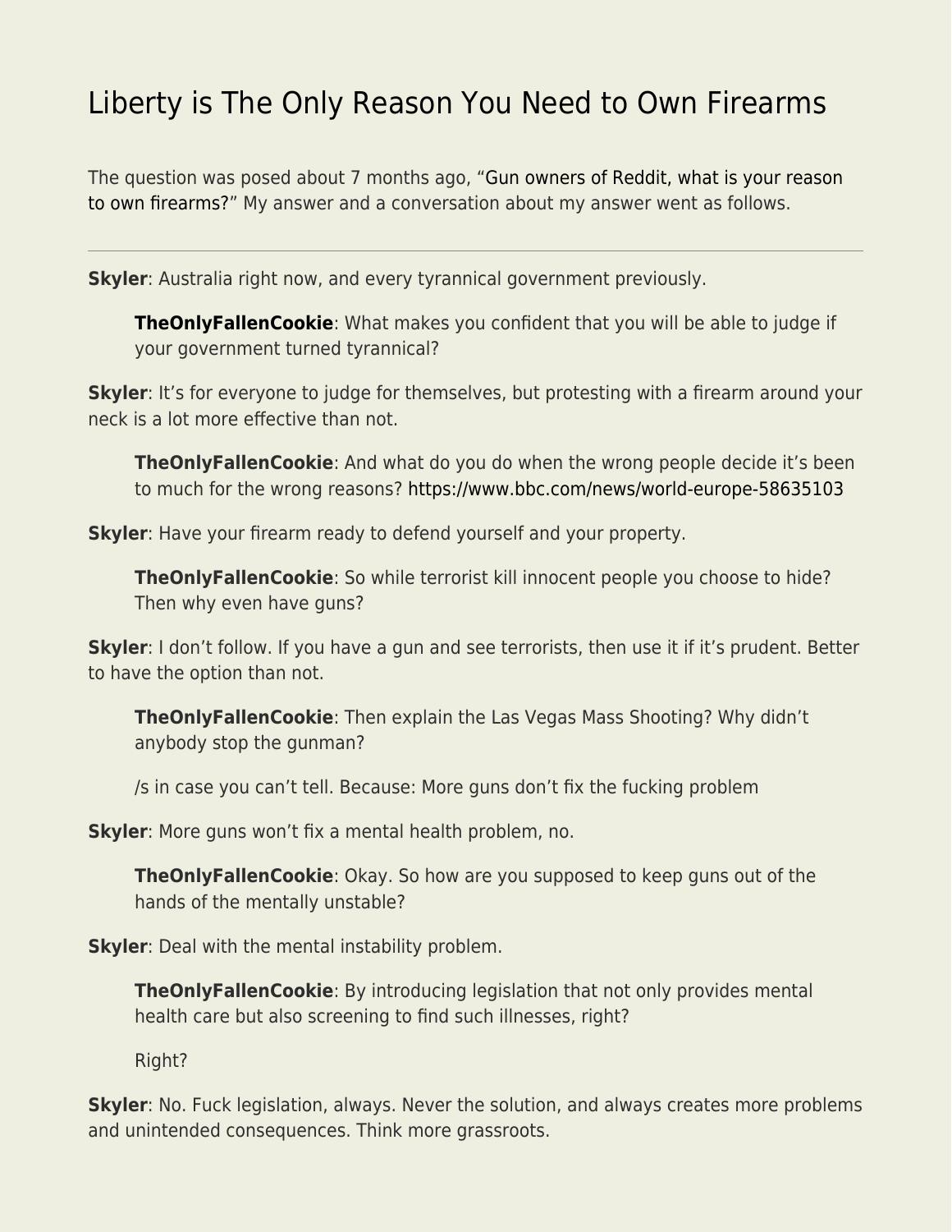# Liberty is The Only Reason You Need to Own Firearms

The question was posed about 7 months ago, "Gun owners of Reddit, what is your reason to own firearms?" My answer and a conversation about my answer went as follows.

---

**Skyler**: Australia right now, and every tyrannical government previously.

> **TheOnlyFallenCookie**: What makes you confident that you will be able to judge if your government turned tyrannical?

**Skyler**: It's for everyone to judge for themselves, but protesting with a firearm around your neck is a lot more effective than not.

> **TheOnlyFallenCookie**: And what do you do when the wrong people decide it's been to much for the wrong reasons? https://www.bbc.com/news/world-europe-58635103

**Skyler**: Have your firearm ready to defend yourself and your property.

> **TheOnlyFallenCookie**: So while terrorist kill innocent people you choose to hide? Then why even have guns?

**Skyler**: I don't follow. If you have a gun and see terrorists, then use it if it's prudent. Better to have the option than not.

> **TheOnlyFallenCookie**: Then explain the Las Vegas Mass Shooting? Why didn't anybody stop the gunman?
>
> /s in case you can't tell. Because: More guns don't fix the fucking problem

**Skyler**: More guns won't fix a mental health problem, no.

> **TheOnlyFallenCookie**: Okay. So how are you supposed to keep guns out of the hands of the mentally unstable?

**Skyler**: Deal with the mental instability problem.

> **TheOnlyFallenCookie**: By introducing legislation that not only provides mental health care but also screening to find such illnesses, right?
>
> Right?

**Skyler**: No. Fuck legislation, always. Never the solution, and always creates more problems and unintended consequences. Think more grassroots.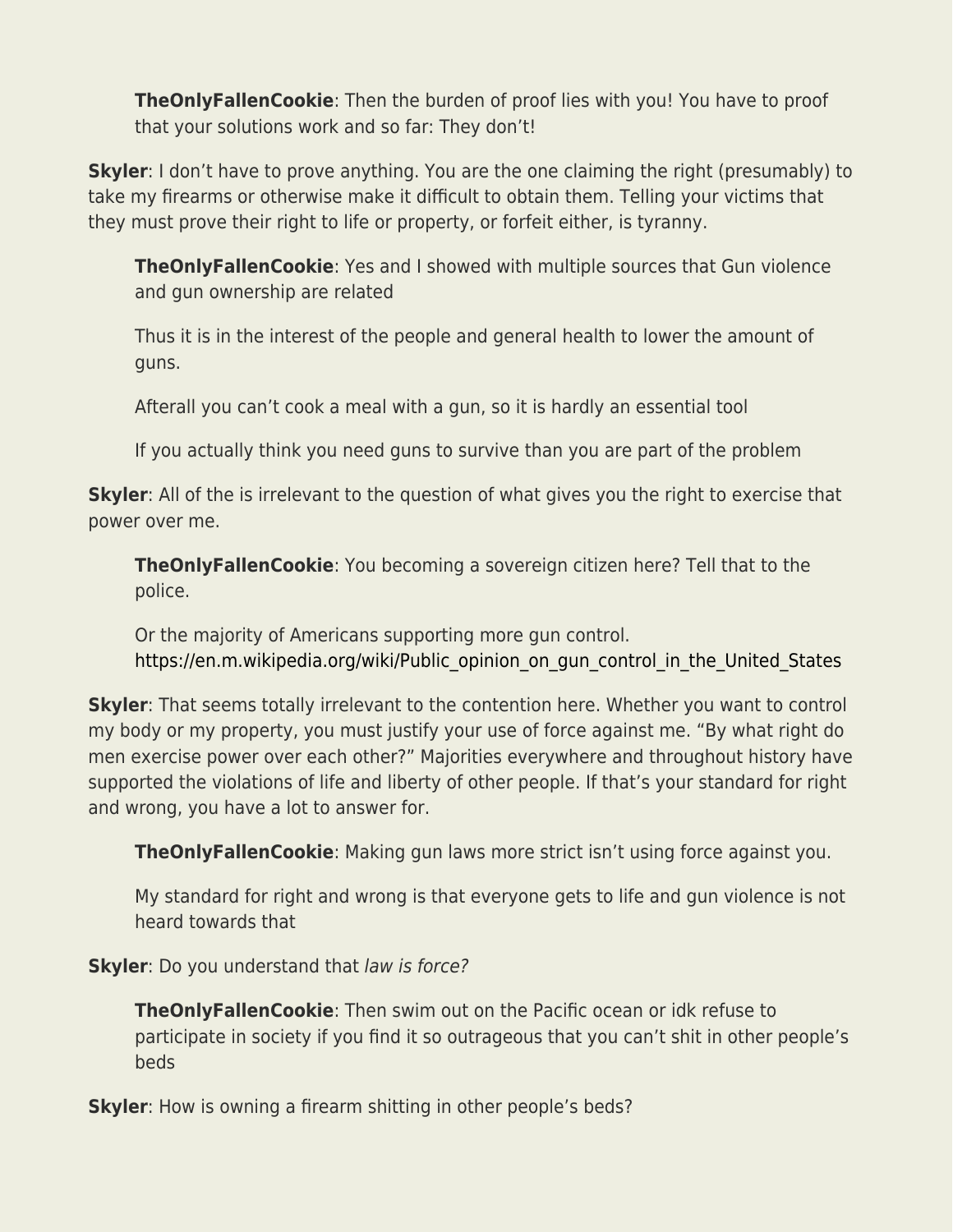> **TheOnlyFallenCookie**: Then the burden of proof lies with you! You have to proof that your solutions work and so far: They don't!

**Skyler**: I don't have to prove anything. You are the one claiming the right (presumably) to take my firearms or otherwise make it difficult to obtain them. Telling your victims that they must prove their right to life or property, or forfeit either, is tyranny.

> **TheOnlyFallenCookie**: Yes and I showed with multiple sources that Gun violence and gun ownership are related
>
> Thus it is in the interest of the people and general health to lower the amount of guns.
>
> Afterall you can't cook a meal with a gun, so it is hardly an essential tool
>
> If you actually think you need guns to survive than you are part of the problem

**Skyler**: All of the is irrelevant to the question of what gives you the right to exercise that power over me.

> **TheOnlyFallenCookie**: You becoming a sovereign citizen here? Tell that to the police.
>
> Or the majority of Americans supporting more gun control. https://en.m.wikipedia.org/wiki/Public_opinion_on_gun_control_in_the_United_States

**Skyler**: That seems totally irrelevant to the contention here. Whether you want to control my body or my property, you must justify your use of force against me. "By what right do men exercise power over each other?" Majorities everywhere and throughout history have supported the violations of life and liberty of other people. If that's your standard for right and wrong, you have a lot to answer for.

> **TheOnlyFallenCookie**: Making gun laws more strict isn't using force against you.
>
> My standard for right and wrong is that everyone gets to life and gun violence is not heard towards that

**Skyler**: Do you understand that *law is force?*

> **TheOnlyFallenCookie**: Then swim out on the Pacific ocean or idk refuse to participate in society if you find it so outrageous that you can't shit in other people's beds

**Skyler**: How is owning a firearm shitting in other people's beds?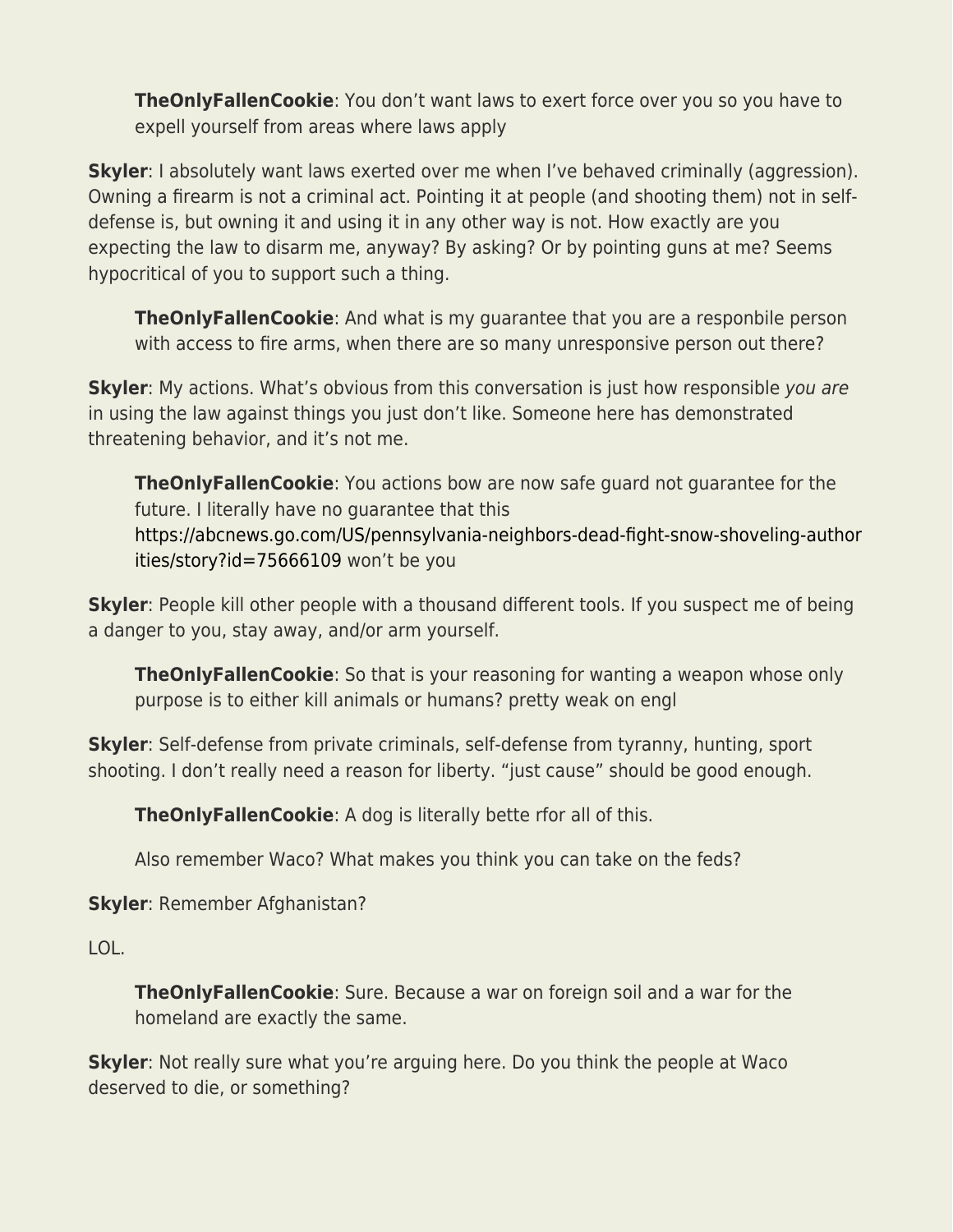> **TheOnlyFallenCookie**: You don't want laws to exert force over you so you have to expell yourself from areas where laws apply

**Skyler**: I absolutely want laws exerted over me when I've behaved criminally (aggression). Owning a firearm is not a criminal act. Pointing it at people (and shooting them) not in self-defense is, but owning it and using it in any other way is not. How exactly are you expecting the law to disarm me, anyway? By asking? Or by pointing guns at me? Seems hypocritical of you to support such a thing.

> **TheOnlyFallenCookie**: And what is my guarantee that you are a responbile person with access to fire arms, when there are so many unresponsive person out there?

**Skyler**: My actions. What's obvious from this conversation is just how responsible *you are* in using the law against things you just don't like. Someone here has demonstrated threatening behavior, and it's not me.

> **TheOnlyFallenCookie**: You actions bow are now safe guard not guarantee for the future. I literally have no guarantee that this https://abcnews.go.com/US/pennsylvania-neighbors-dead-fight-snow-shoveling-authorities/story?id=75666109 won't be you

**Skyler**: People kill other people with a thousand different tools. If you suspect me of being a danger to you, stay away, and/or arm yourself.

> **TheOnlyFallenCookie**: So that is your reasoning for wanting a weapon whose only purpose is to either kill animals or humans? pretty weak on engl

**Skyler**: Self-defense from private criminals, self-defense from tyranny, hunting, sport shooting. I don't really need a reason for liberty. "just cause" should be good enough.

> **TheOnlyFallenCookie**: A dog is literally bette rfor all of this.
>
> Also remember Waco? What makes you think you can take on the feds?

**Skyler**: Remember Afghanistan?

LOL.

> **TheOnlyFallenCookie**: Sure. Because a war on foreign soil and a war for the homeland are exactly the same.

**Skyler**: Not really sure what you're arguing here. Do you think the people at Waco deserved to die, or something?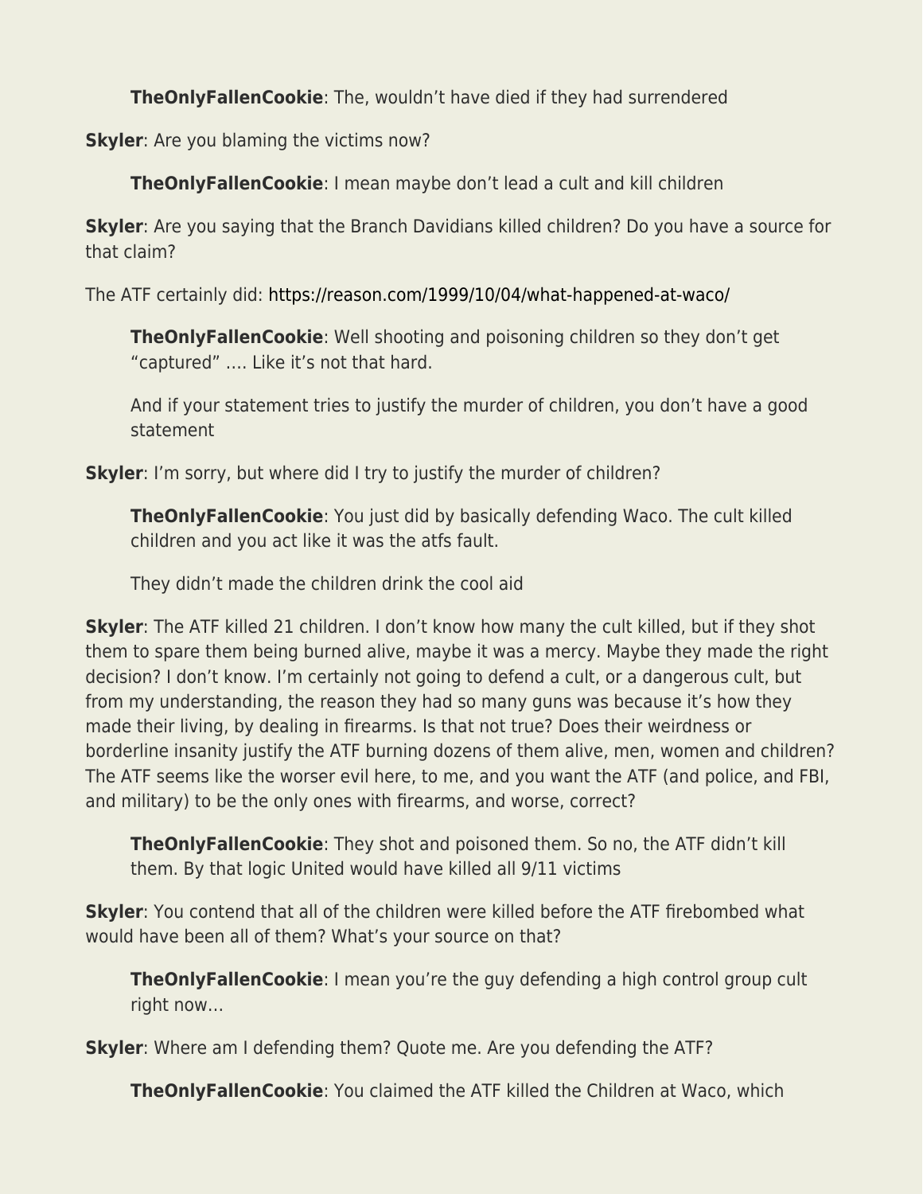> **TheOnlyFallenCookie**: The, wouldn't have died if they had surrendered

**Skyler**: Are you blaming the victims now?

> **TheOnlyFallenCookie**: I mean maybe don't lead a cult and kill children

**Skyler**: Are you saying that the Branch Davidians killed children? Do you have a source for that claim?

The ATF certainly did: https://reason.com/1999/10/04/what-happened-at-waco/

> **TheOnlyFallenCookie**: Well shooting and poisoning children so they don't get "captured" …. Like it's not that hard.
>
> And if your statement tries to justify the murder of children, you don't have a good statement

**Skyler**: I'm sorry, but where did I try to justify the murder of children?

> **TheOnlyFallenCookie**: You just did by basically defending Waco. The cult killed children and you act like it was the atfs fault.
>
> They didn't made the children drink the cool aid

**Skyler**: The ATF killed 21 children. I don't know how many the cult killed, but if they shot them to spare them being burned alive, maybe it was a mercy. Maybe they made the right decision? I don't know. I'm certainly not going to defend a cult, or a dangerous cult, but from my understanding, the reason they had so many guns was because it's how they made their living, by dealing in firearms. Is that not true? Does their weirdness or borderline insanity justify the ATF burning dozens of them alive, men, women and children? The ATF seems like the worser evil here, to me, and you want the ATF (and police, and FBI, and military) to be the only ones with firearms, and worse, correct?

> **TheOnlyFallenCookie**: They shot and poisoned them. So no, the ATF didn't kill them. By that logic United would have killed all 9/11 victims

**Skyler**: You contend that all of the children were killed before the ATF firebombed what would have been all of them? What's your source on that?

> **TheOnlyFallenCookie**: I mean you're the guy defending a high control group cult right now…

**Skyler**: Where am I defending them? Quote me. Are you defending the ATF?

> **TheOnlyFallenCookie**: You claimed the ATF killed the Children at Waco, which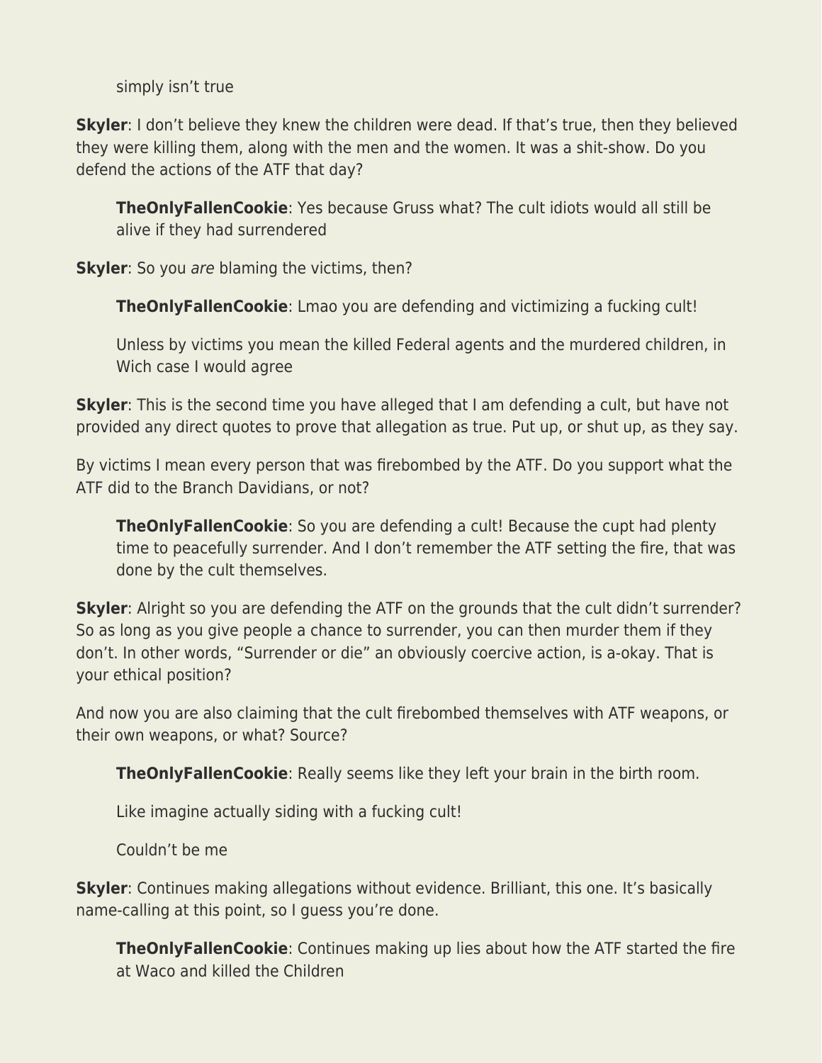> simply isn't true

**Skyler**: I don't believe they knew the children were dead. If that's true, then they believed they were killing them, along with the men and the women. It was a shit-show. Do you defend the actions of the ATF that day?

> **TheOnlyFallenCookie**: Yes because Gruss what? The cult idiots would all still be alive if they had surrendered

**Skyler**: So you *are* blaming the victims, then?

> **TheOnlyFallenCookie**: Lmao you are defending and victimizing a fucking cult!
>
> Unless by victims you mean the killed Federal agents and the murdered children, in Wich case I would agree

**Skyler**: This is the second time you have alleged that I am defending a cult, but have not provided any direct quotes to prove that allegation as true. Put up, or shut up, as they say.

By victims I mean every person that was firebombed by the ATF. Do you support what the ATF did to the Branch Davidians, or not?

> **TheOnlyFallenCookie**: So you are defending a cult! Because the cupt had plenty time to peacefully surrender. And I don't remember the ATF setting the fire, that was done by the cult themselves.

**Skyler**: Alright so you are defending the ATF on the grounds that the cult didn't surrender? So as long as you give people a chance to surrender, you can then murder them if they don't. In other words, "Surrender or die" an obviously coercive action, is a-okay. That is your ethical position?

And now you are also claiming that the cult firebombed themselves with ATF weapons, or their own weapons, or what? Source?

> **TheOnlyFallenCookie**: Really seems like they left your brain in the birth room.
>
> Like imagine actually siding with a fucking cult!
>
> Couldn't be me

**Skyler**: Continues making allegations without evidence. Brilliant, this one. It's basically name-calling at this point, so I guess you're done.

> **TheOnlyFallenCookie**: Continues making up lies about how the ATF started the fire at Waco and killed the Children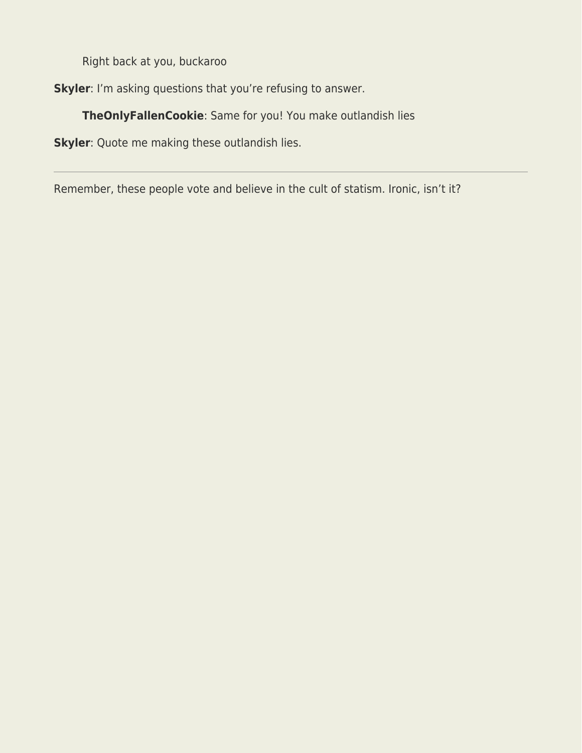> Right back at you, buckaroo

**Skyler**: I'm asking questions that you're refusing to answer.

> **TheOnlyFallenCookie**: Same for you! You make outlandish lies

**Skyler**: Quote me making these outlandish lies.

---

Remember, these people vote and believe in the cult of statism. Ironic, isn't it?